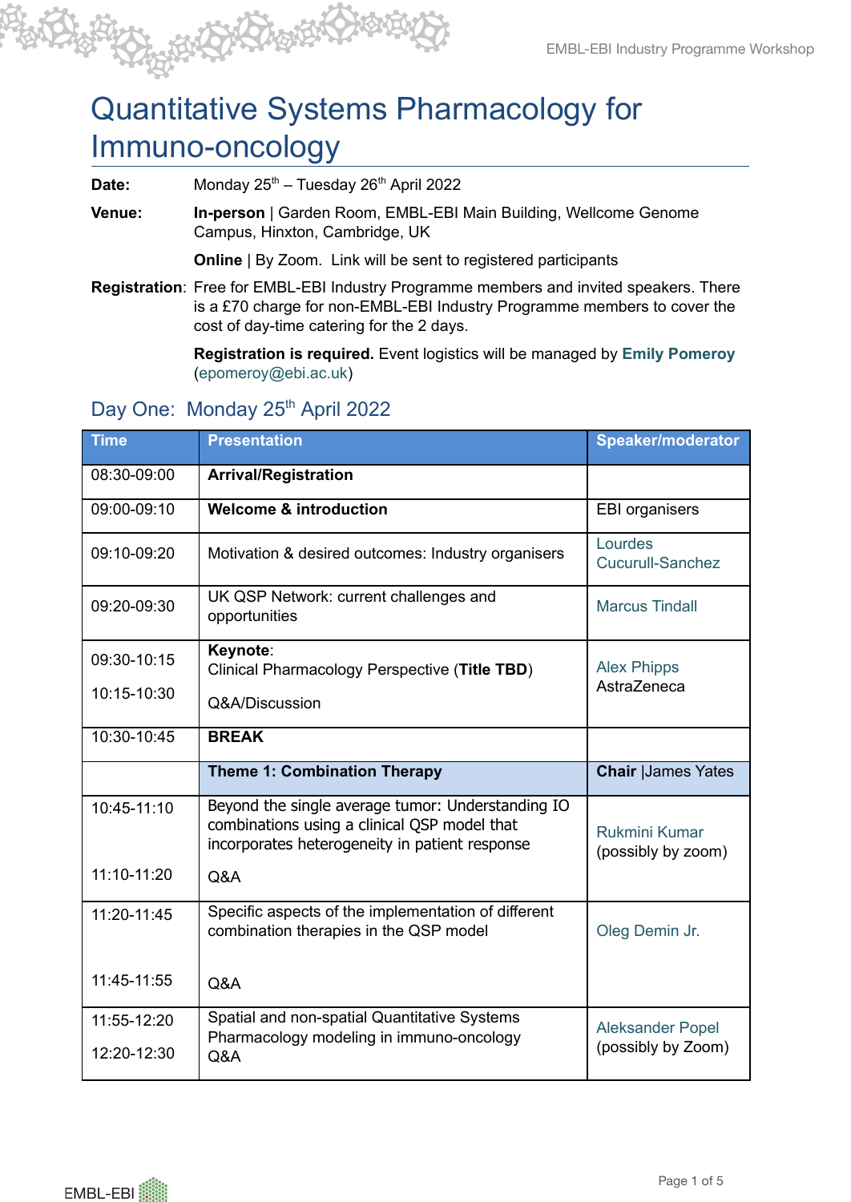# Quantitative Systems Pharmacology for Immuno-oncology

**Date:** Monday 25th – Tuesday 26th April 2022

**Venue:** **In-person** | Garden Room, EMBL-EBI Main Building, Wellcome Genome Campus, Hinxton, Cambridge, UK

**Online** | By Zoom. Link will be sent to registered participants

**Registration**: Free for EMBL-EBI Industry Programme members and invited speakers. There is a £70 charge for non-EMBL-EBI Industry Programme members to cover the cost of day-time catering for the 2 days.

**Registration is required.** Event logistics will be managed by **Emily Pomeroy** (epomeroy@ebi.ac.uk)

## Day One: Monday 25th April 2022

| Time | Presentation | Speaker/moderator |
|---|---|---|
| 08:30-09:00 | **Arrival/Registration** | |
| 09:00-09:10 | **Welcome & introduction** | EBI organisers |
| 09:10-09:20 | Motivation & desired outcomes: Industry organisers | Lourdes Cucurull-Sanchez |
| 09:20-09:30 | UK QSP Network: current challenges and opportunities | Marcus Tindall |
| 09:30-10:15<br>10:15-10:30 | **Keynote**:<br>Clinical Pharmacology Perspective (**Title TBD**)<br>Q&A/Discussion | Alex Phipps<br>AstraZeneca |
| 10:30-10:45 | **BREAK** | |
| | **Theme 1: Combination Therapy** | **Chair** \|James Yates |
| 10:45-11:10<br>11:10-11:20 | Beyond the single average tumor: Understanding IO combinations using a clinical QSP model that incorporates heterogeneity in patient response<br>Q&A | Rukmini Kumar<br>(possibly by zoom) |
| 11:20-11:45<br>11:45-11:55 | Specific aspects of the implementation of different combination therapies in the QSP model<br>Q&A | Oleg Demin Jr. |
| 11:55-12:20<br>12:20-12:30 | Spatial and non-spatial Quantitative Systems Pharmacology modeling in immuno-oncology<br>Q&A | Aleksander Popel<br>(possibly by Zoom) |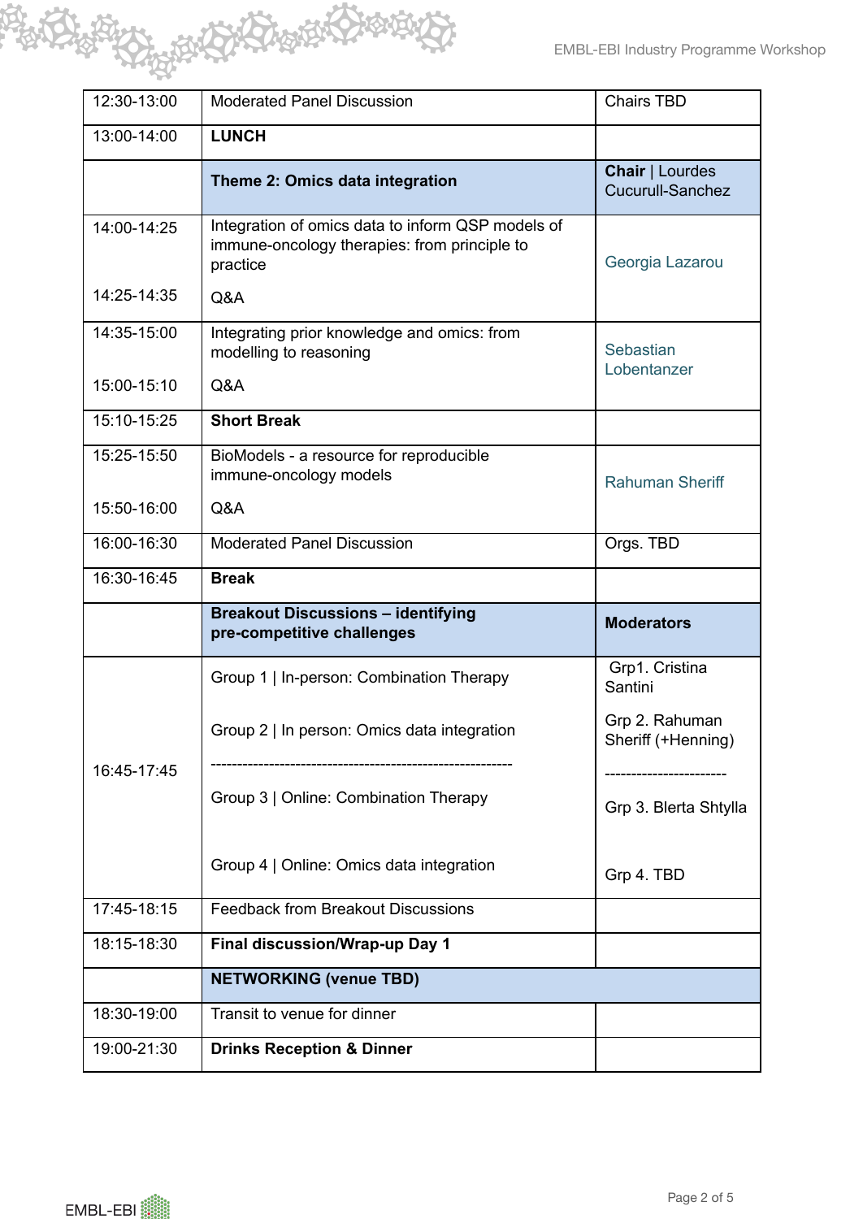| | | |
|---|---|---|
| 12:30-13:00 | Moderated Panel Discussion | Chairs TBD |
| 13:00-14:00 | **LUNCH** | |
| | **Theme 2: Omics data integration** | **Chair** \| Lourdes Cucurull-Sanchez |
| 14:00-14:25<br><br>14:25-14:35 | Integration of omics data to inform QSP models of immune-oncology therapies: from principle to practice<br><br>Q&A | Georgia Lazarou |
| 14:35-15:00<br><br>15:00-15:10 | Integrating prior knowledge and omics: from modelling to reasoning<br><br>Q&A | Sebastian Lobentanzer |
| 15:10-15:25 | **Short Break** | |
| 15:25-15:50<br><br>15:50-16:00 | BioModels - a resource for reproducible immune-oncology models<br><br>Q&A | Rahuman Sheriff |
| 16:00-16:30 | Moderated Panel Discussion | Orgs. TBD |
| 16:30-16:45 | **Break** | |
| | **Breakout Discussions – identifying pre-competitive challenges** | **Moderators** |
| 16:45-17:45 | Group 1 \| In-person: Combination Therapy<br><br>Group 2 \| In person: Omics data integration<br><br>--------------------------------------------------------<br><br>Group 3 \| Online: Combination Therapy<br><br>Group 4 \| Online: Omics data integration | Grp1. Cristina Santini<br><br>Grp 2. Rahuman Sheriff (+Henning)<br><br>----------------------<br><br>Grp 3. Blerta Shtylla<br><br>Grp 4. TBD |
| 17:45-18:15 | Feedback from Breakout Discussions | |
| 18:15-18:30 | **Final discussion/Wrap-up Day 1** | |
| | **NETWORKING (venue TBD)** | |
| 18:30-19:00 | Transit to venue for dinner | |
| 19:00-21:30 | **Drinks Reception & Dinner** | |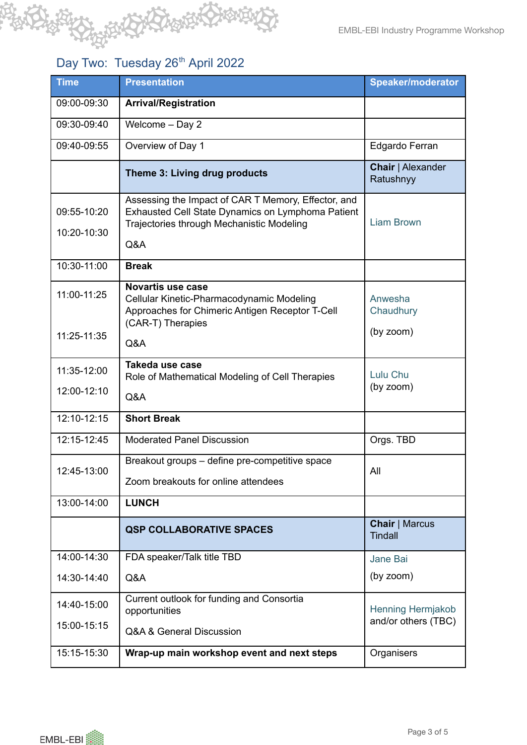## Day Two: Tuesday 26th April 2022

| Time | Presentation | Speaker/moderator |
|---|---|---|
| 09:00-09:30 | **Arrival/Registration** | |
| 09:30-09:40 | Welcome – Day 2 | |
| 09:40-09:55 | Overview of Day 1 | Edgardo Ferran |
| | **Theme 3: Living drug products** | **Chair** \| Alexander Ratushnyy |
| 09:55-10:20<br>10:20-10:30 | Assessing the Impact of CAR T Memory, Effector, and Exhausted Cell State Dynamics on Lymphoma Patient Trajectories through Mechanistic Modeling<br>Q&A | Liam Brown |
| 10:30-11:00 | **Break** | |
| 11:00-11:25<br>11:25-11:35 | **Novartis use case**<br>Cellular Kinetic-Pharmacodynamic Modeling Approaches for Chimeric Antigen Receptor T-Cell (CAR-T) Therapies<br>Q&A | Anwesha Chaudhury<br>(by zoom) |
| 11:35-12:00<br>12:00-12:10 | **Takeda use case**<br>Role of Mathematical Modeling of Cell Therapies<br>Q&A | Lulu Chu<br>(by zoom) |
| 12:10-12:15 | **Short Break** | |
| 12:15-12:45 | Moderated Panel Discussion | Orgs. TBD |
| 12:45-13:00 | Breakout groups – define pre-competitive space<br>Zoom breakouts for online attendees | All |
| 13:00-14:00 | **LUNCH** | |
| | **QSP COLLABORATIVE SPACES** | **Chair** \| Marcus Tindall |
| 14:00-14:30<br>14:30-14:40 | FDA speaker/Talk title TBD<br>Q&A | Jane Bai<br>(by zoom) |
| 14:40-15:00<br>15:00-15:15 | Current outlook for funding and Consortia opportunities<br>Q&A & General Discussion | Henning Hermjakob and/or others (TBC) |
| 15:15-15:30 | **Wrap-up main workshop event and next steps** | Organisers |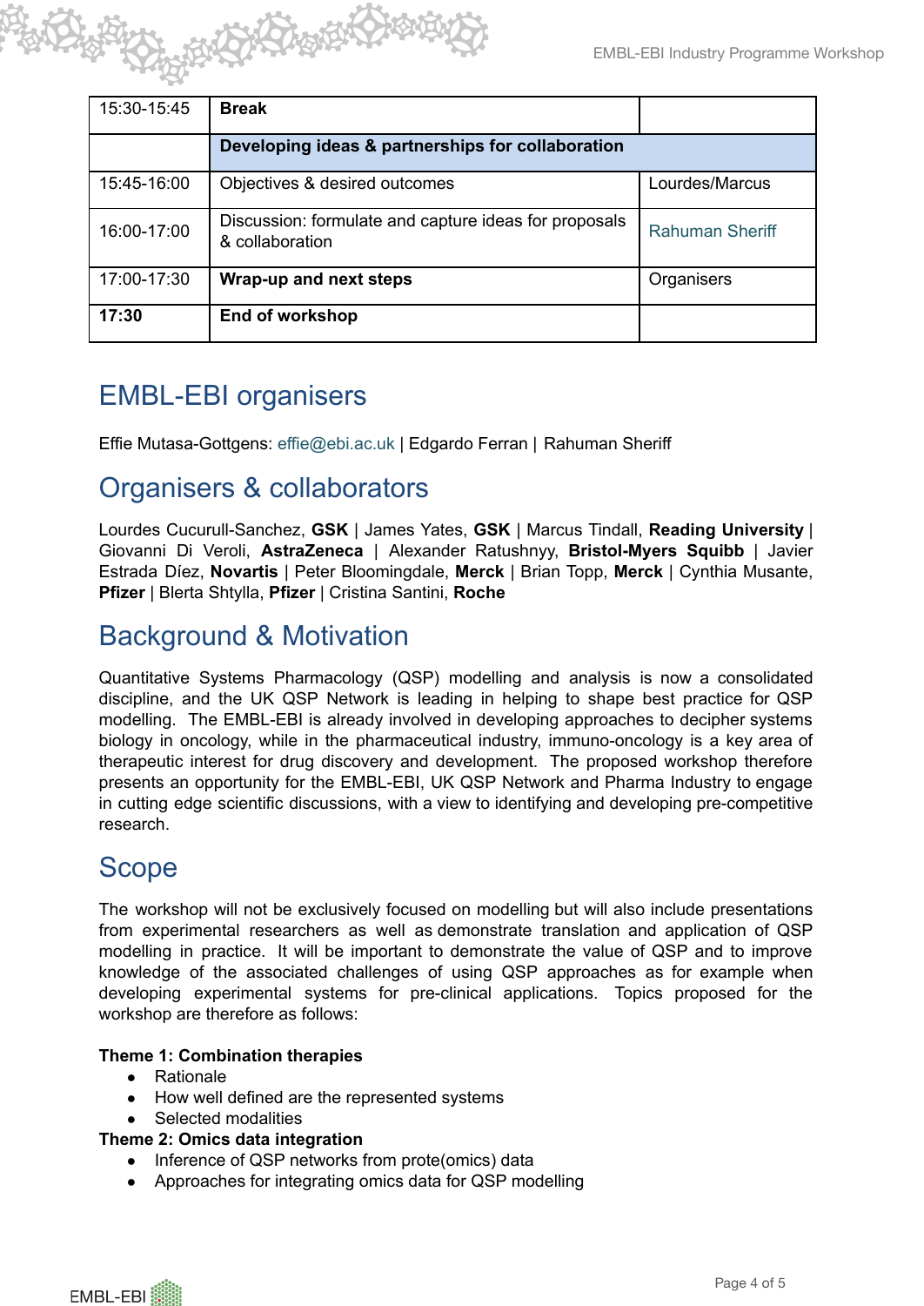| | | |
|---|---|---|
| 15:30-15:45 | **Break** | |
| | **Developing ideas & partnerships for collaboration** | |
| 15:45-16:00 | Objectives & desired outcomes | Lourdes/Marcus |
| 16:00-17:00 | Discussion: formulate and capture ideas for proposals & collaboration | Rahuman Sheriff |
| 17:00-17:30 | **Wrap-up and next steps** | Organisers |
| **17:30** | **End of workshop** | |

# EMBL-EBI organisers

Effie Mutasa-Gottgens: effie@ebi.ac.uk | Edgardo Ferran | Rahuman Sheriff

# Organisers & collaborators

Lourdes Cucurull-Sanchez, **GSK** | James Yates, **GSK** | Marcus Tindall, **Reading University** | Giovanni Di Veroli, **AstraZeneca** | Alexander Ratushnyy, **Bristol-Myers Squibb** | Javier Estrada Díez, **Novartis** | Peter Bloomingdale, **Merck** | Brian Topp, **Merck** | Cynthia Musante, **Pfizer** | Blerta Shtylla, **Pfizer** | Cristina Santini, **Roche**

# Background & Motivation

Quantitative Systems Pharmacology (QSP) modelling and analysis is now a consolidated discipline, and the UK QSP Network is leading in helping to shape best practice for QSP modelling. The EMBL-EBI is already involved in developing approaches to decipher systems biology in oncology, while in the pharmaceutical industry, immuno-oncology is a key area of therapeutic interest for drug discovery and development. The proposed workshop therefore presents an opportunity for the EMBL-EBI, UK QSP Network and Pharma Industry to engage in cutting edge scientific discussions, with a view to identifying and developing pre-competitive research.

# Scope

The workshop will not be exclusively focused on modelling but will also include presentations from experimental researchers as well as demonstrate translation and application of QSP modelling in practice. It will be important to demonstrate the value of QSP and to improve knowledge of the associated challenges of using QSP approaches as for example when developing experimental systems for pre-clinical applications. Topics proposed for the workshop are therefore as follows:

**Theme 1: Combination therapies**

- Rationale
- How well defined are the represented systems
- Selected modalities

**Theme 2: Omics data integration**

- Inference of QSP networks from prote(omics) data
- Approaches for integrating omics data for QSP modelling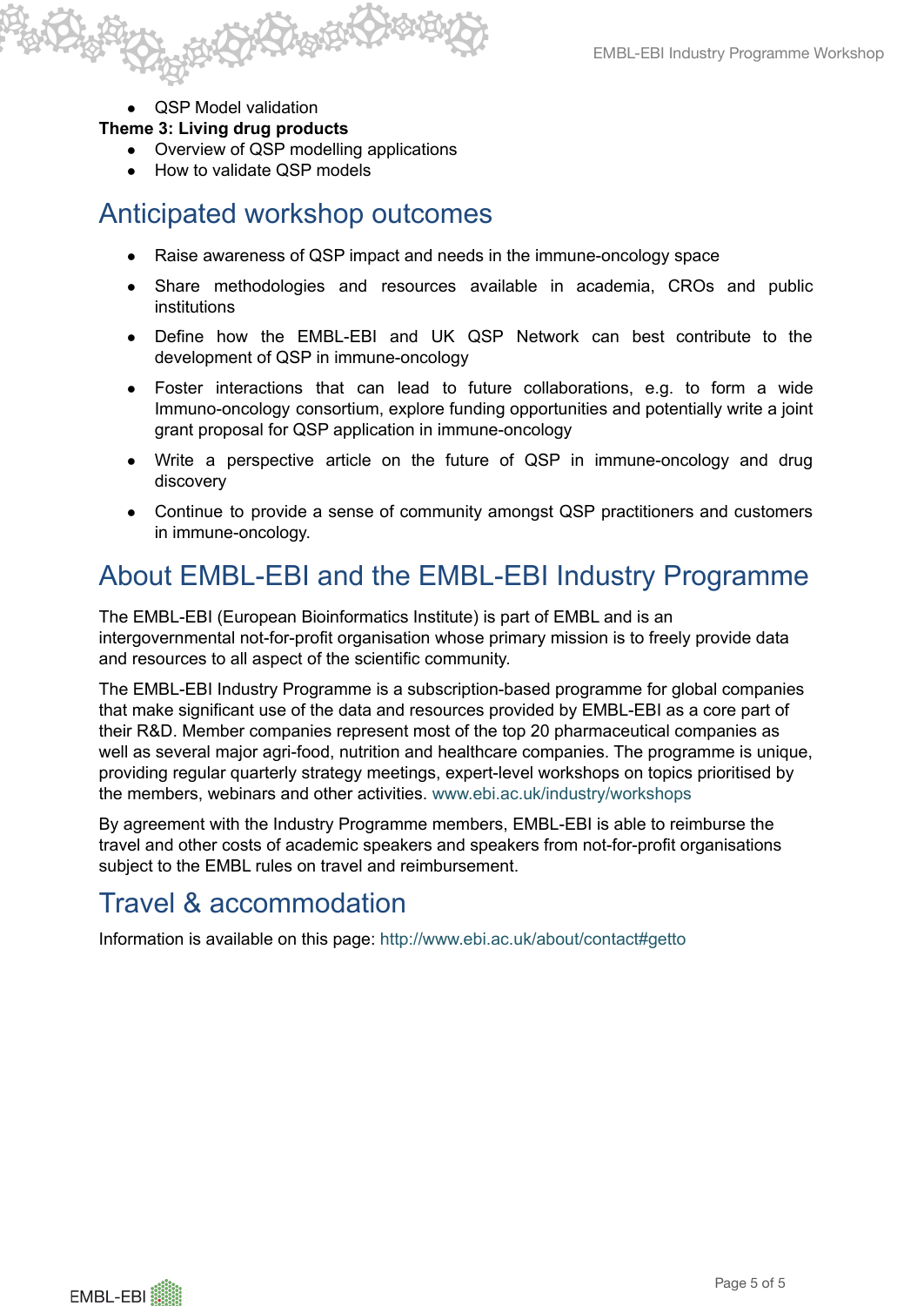- QSP Model validation

**Theme 3: Living drug products**

- Overview of QSP modelling applications
- How to validate QSP models

## Anticipated workshop outcomes

- Raise awareness of QSP impact and needs in the immune-oncology space
- Share methodologies and resources available in academia, CROs and public institutions
- Define how the EMBL-EBI and UK QSP Network can best contribute to the development of QSP in immune-oncology
- Foster interactions that can lead to future collaborations, e.g. to form a wide Immuno-oncology consortium, explore funding opportunities and potentially write a joint grant proposal for QSP application in immune-oncology
- Write a perspective article on the future of QSP in immune-oncology and drug discovery
- Continue to provide a sense of community amongst QSP practitioners and customers in immune-oncology.

## About EMBL-EBI and the EMBL-EBI Industry Programme

The EMBL-EBI (European Bioinformatics Institute) is part of EMBL and is an intergovernmental not-for-profit organisation whose primary mission is to freely provide data and resources to all aspect of the scientific community.

The EMBL-EBI Industry Programme is a subscription-based programme for global companies that make significant use of the data and resources provided by EMBL-EBI as a core part of their R&D. Member companies represent most of the top 20 pharmaceutical companies as well as several major agri-food, nutrition and healthcare companies. The programme is unique, providing regular quarterly strategy meetings, expert-level workshops on topics prioritised by the members, webinars and other activities. www.ebi.ac.uk/industry/workshops

By agreement with the Industry Programme members, EMBL-EBI is able to reimburse the travel and other costs of academic speakers and speakers from not-for-profit organisations subject to the EMBL rules on travel and reimbursement.

## Travel & accommodation

Information is available on this page: http://www.ebi.ac.uk/about/contact#getto